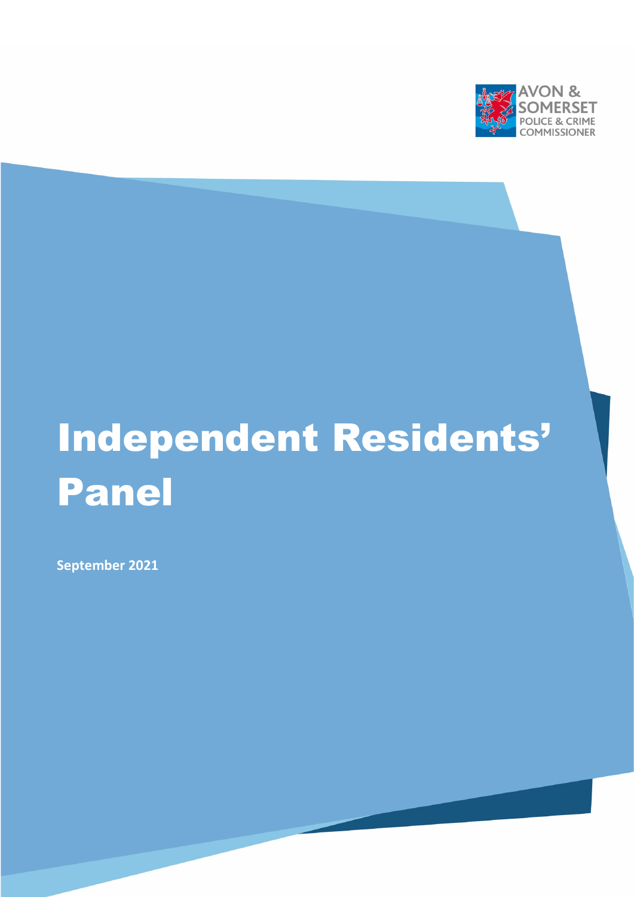AVON & SOMERSET POLICE & CRIME COMMISSIONER

# Independent Residents' Panel

**September 2021**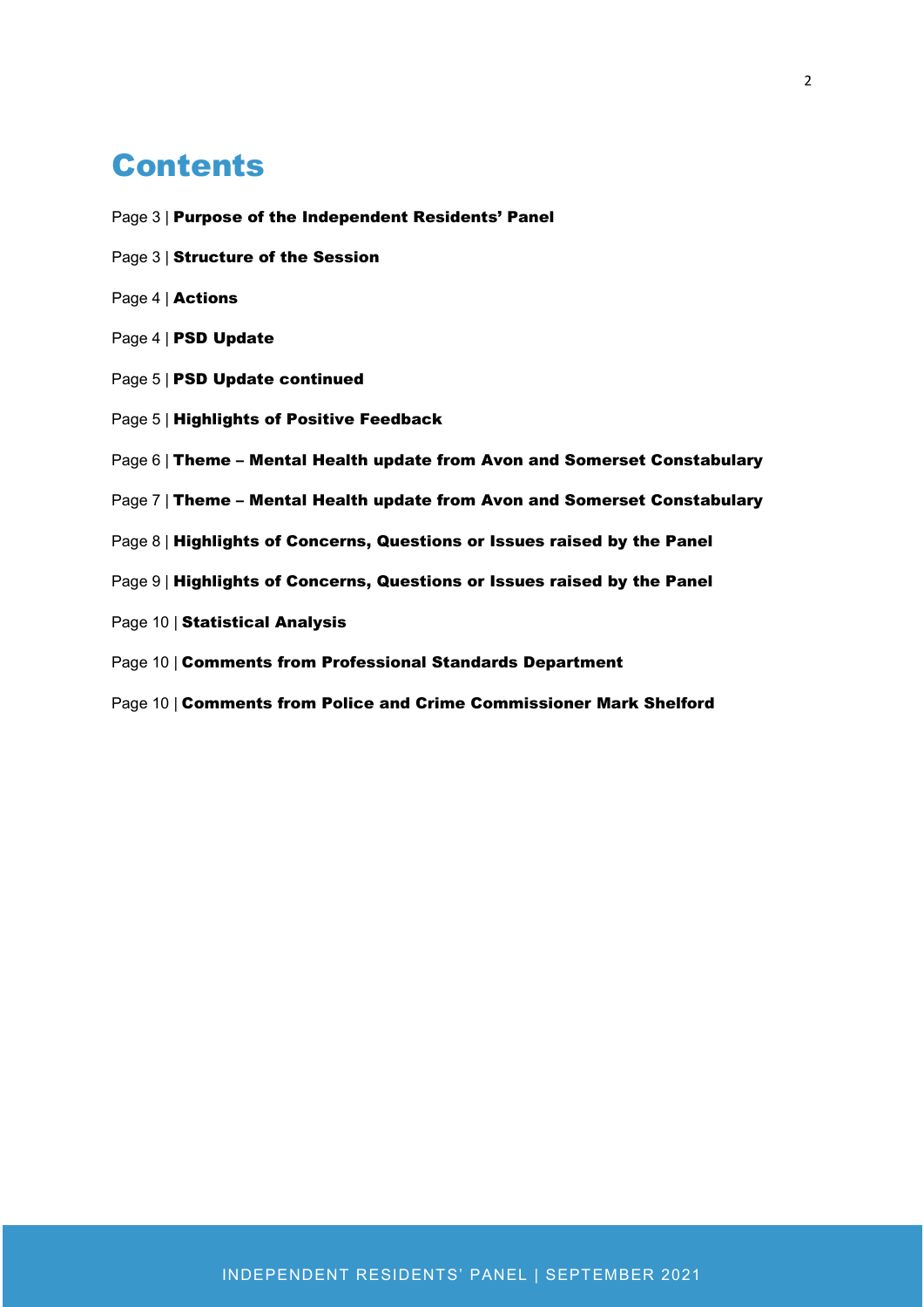# Contents

Page 3 | **Purpose of the Independent Residents' Panel**

Page 3 | **Structure of the Session**

Page 4 | **Actions**

Page 4 | **PSD Update**

Page 5 | **PSD Update continued**

Page 5 | **Highlights of Positive Feedback**

Page 6 | **Theme – Mental Health update from Avon and Somerset Constabulary**

Page 7 | **Theme – Mental Health update from Avon and Somerset Constabulary**

Page 8 | **Highlights of Concerns, Questions or Issues raised by the Panel**

Page 9 | **Highlights of Concerns, Questions or Issues raised by the Panel**

Page 10 | **Statistical Analysis**

Page 10 | **Comments from Professional Standards Department**

Page 10 | **Comments from Police and Crime Commissioner Mark Shelford**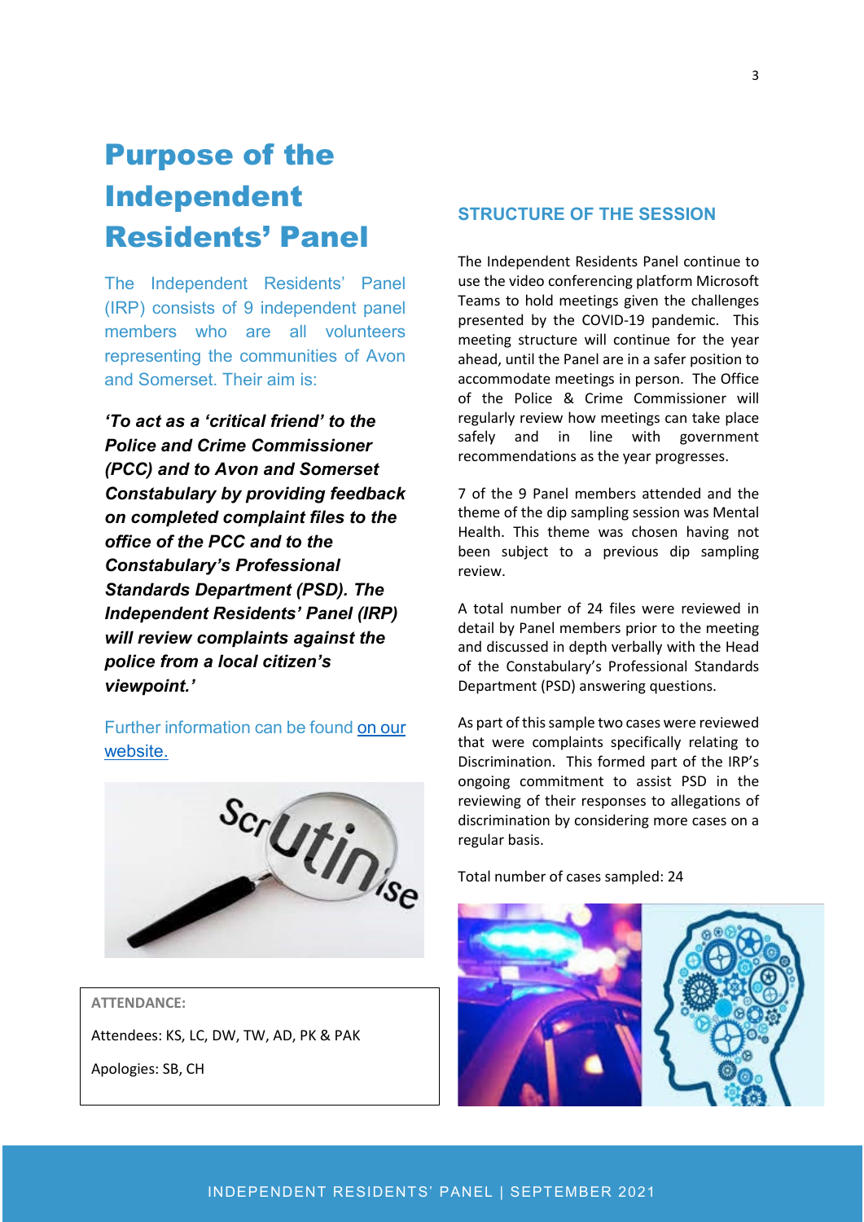# Purpose of the Independent Residents' Panel

The Independent Residents' Panel (IRP) consists of 9 independent panel members who are all volunteers representing the communities of Avon and Somerset. Their aim is:

***'To act as a 'critical friend' to the Police and Crime Commissioner (PCC) and to Avon and Somerset Constabulary by providing feedback on completed complaint files to the office of the PCC and to the Constabulary's Professional Standards Department (PSD). The Independent Residents' Panel (IRP) will review complaints against the police from a local citizen's viewpoint.'***

Further information can be found on our website.

**ATTENDANCE:**

Attendees: KS, LC, DW, TW, AD, PK & PAK

Apologies: SB, CH

## STRUCTURE OF THE SESSION

The Independent Residents Panel continue to use the video conferencing platform Microsoft Teams to hold meetings given the challenges presented by the COVID-19 pandemic. This meeting structure will continue for the year ahead, until the Panel are in a safer position to accommodate meetings in person. The Office of the Police & Crime Commissioner will regularly review how meetings can take place safely and in line with government recommendations as the year progresses.

7 of the 9 Panel members attended and the theme of the dip sampling session was Mental Health. This theme was chosen having not been subject to a previous dip sampling review.

A total number of 24 files were reviewed in detail by Panel members prior to the meeting and discussed in depth verbally with the Head of the Constabulary's Professional Standards Department (PSD) answering questions.

As part of this sample two cases were reviewed that were complaints specifically relating to Discrimination. This formed part of the IRP's ongoing commitment to assist PSD in the reviewing of their responses to allegations of discrimination by considering more cases on a regular basis.

Total number of cases sampled: 24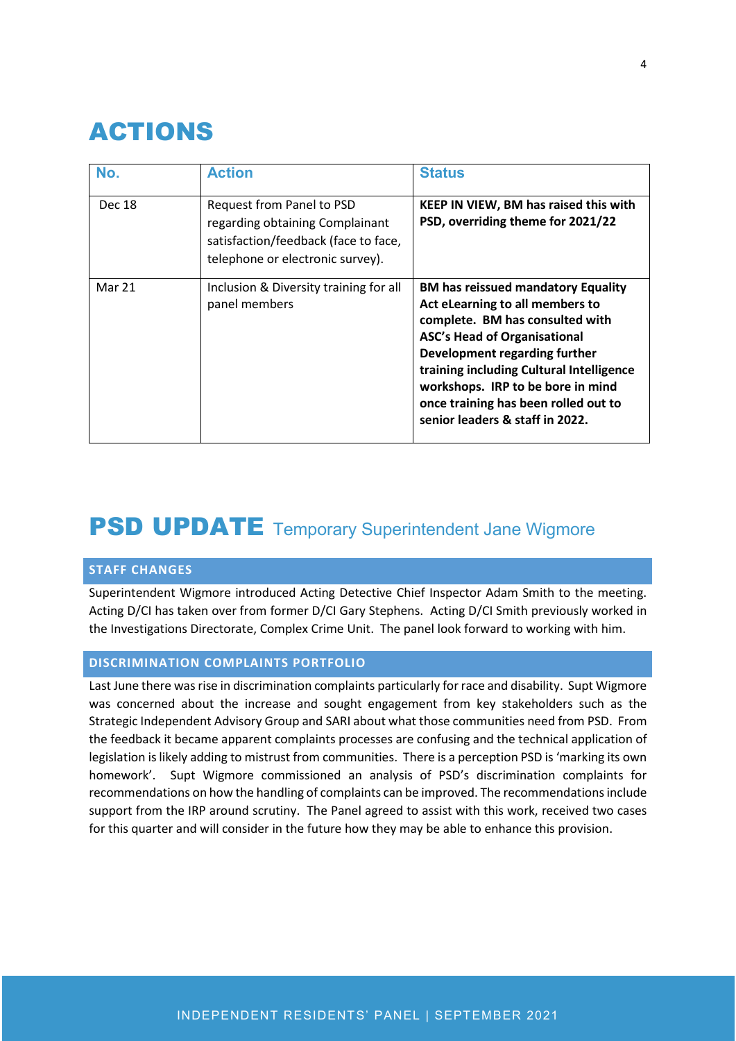# ACTIONS

| No. | Action | Status |
|---|---|---|
| Dec 18 | Request from Panel to PSD regarding obtaining Complainant satisfaction/feedback (face to face, telephone or electronic survey). | **KEEP IN VIEW, BM has raised this with PSD, overriding theme for 2021/22** |
| Mar 21 | Inclusion & Diversity training for all panel members | **BM has reissued mandatory Equality Act eLearning to all members to complete. BM has consulted with ASC's Head of Organisational Development regarding further training including Cultural Intelligence workshops. IRP to be bore in mind once training has been rolled out to senior leaders & staff in 2022.** |

# PSD UPDATE Temporary Superintendent Jane Wigmore

## STAFF CHANGES

Superintendent Wigmore introduced Acting Detective Chief Inspector Adam Smith to the meeting. Acting D/CI has taken over from former D/CI Gary Stephens. Acting D/CI Smith previously worked in the Investigations Directorate, Complex Crime Unit. The panel look forward to working with him.

## DISCRIMINATION COMPLAINTS PORTFOLIO

Last June there was rise in discrimination complaints particularly for race and disability. Supt Wigmore was concerned about the increase and sought engagement from key stakeholders such as the Strategic Independent Advisory Group and SARI about what those communities need from PSD. From the feedback it became apparent complaints processes are confusing and the technical application of legislation is likely adding to mistrust from communities. There is a perception PSD is 'marking its own homework'. Supt Wigmore commissioned an analysis of PSD's discrimination complaints for recommendations on how the handling of complaints can be improved. The recommendations include support from the IRP around scrutiny. The Panel agreed to assist with this work, received two cases for this quarter and will consider in the future how they may be able to enhance this provision.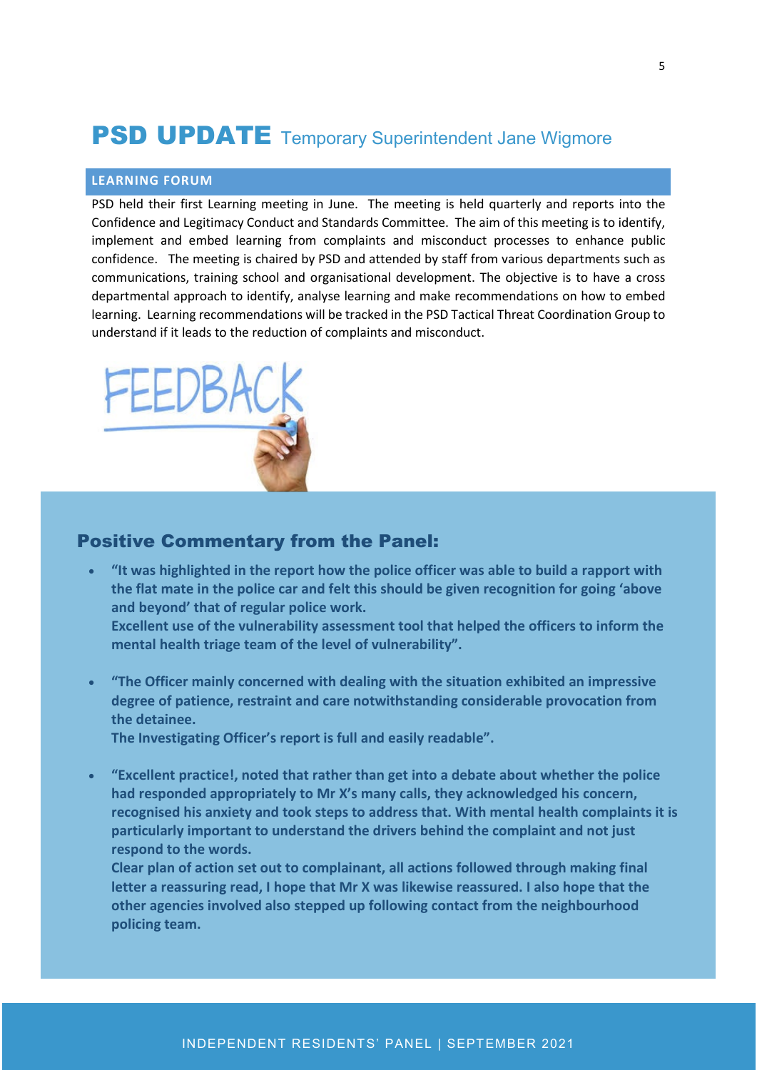# PSD UPDATE Temporary Superintendent Jane Wigmore

## LEARNING FORUM

PSD held their first Learning meeting in June. The meeting is held quarterly and reports into the Confidence and Legitimacy Conduct and Standards Committee. The aim of this meeting is to identify, implement and embed learning from complaints and misconduct processes to enhance public confidence. The meeting is chaired by PSD and attended by staff from various departments such as communications, training school and organisational development. The objective is to have a cross departmental approach to identify, analyse learning and make recommendations on how to embed learning. Learning recommendations will be tracked in the PSD Tactical Threat Coordination Group to understand if it leads to the reduction of complaints and misconduct.

## Positive Commentary from the Panel:

- **"It was highlighted in the report how the police officer was able to build a rapport with the flat mate in the police car and felt this should be given recognition for going 'above and beyond' that of regular police work.
  Excellent use of the vulnerability assessment tool that helped the officers to inform the mental health triage team of the level of vulnerability".**

- **"The Officer mainly concerned with dealing with the situation exhibited an impressive degree of patience, restraint and care notwithstanding considerable provocation from the detainee.
  The Investigating Officer's report is full and easily readable".**

- **"Excellent practice!, noted that rather than get into a debate about whether the police had responded appropriately to Mr X's many calls, they acknowledged his concern, recognised his anxiety and took steps to address that. With mental health complaints it is particularly important to understand the drivers behind the complaint and not just respond to the words.
  Clear plan of action set out to complainant, all actions followed through making final letter a reassuring read, I hope that Mr X was likewise reassured. I also hope that the other agencies involved also stepped up following contact from the neighbourhood policing team.**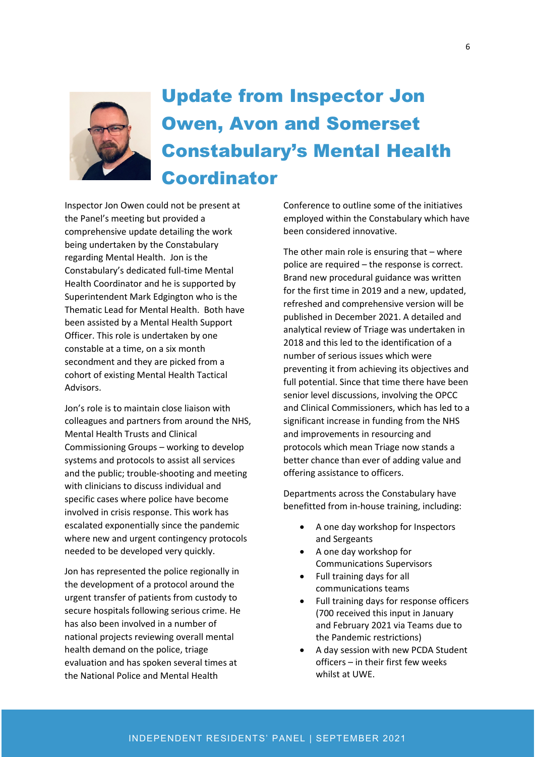# Update from Inspector Jon Owen, Avon and Somerset Constabulary's Mental Health Coordinator

Inspector Jon Owen could not be present at the Panel's meeting but provided a comprehensive update detailing the work being undertaken by the Constabulary regarding Mental Health. Jon is the Constabulary's dedicated full-time Mental Health Coordinator and he is supported by Superintendent Mark Edgington who is the Thematic Lead for Mental Health. Both have been assisted by a Mental Health Support Officer. This role is undertaken by one constable at a time, on a six month secondment and they are picked from a cohort of existing Mental Health Tactical Advisors.

Jon's role is to maintain close liaison with colleagues and partners from around the NHS, Mental Health Trusts and Clinical Commissioning Groups – working to develop systems and protocols to assist all services and the public; trouble-shooting and meeting with clinicians to discuss individual and specific cases where police have become involved in crisis response. This work has escalated exponentially since the pandemic where new and urgent contingency protocols needed to be developed very quickly.

Jon has represented the police regionally in the development of a protocol around the urgent transfer of patients from custody to secure hospitals following serious crime. He has also been involved in a number of national projects reviewing overall mental health demand on the police, triage evaluation and has spoken several times at the National Police and Mental Health Conference to outline some of the initiatives employed within the Constabulary which have been considered innovative.

The other main role is ensuring that – where police are required – the response is correct. Brand new procedural guidance was written for the first time in 2019 and a new, updated, refreshed and comprehensive version will be published in December 2021. A detailed and analytical review of Triage was undertaken in 2018 and this led to the identification of a number of serious issues which were preventing it from achieving its objectives and full potential. Since that time there have been senior level discussions, involving the OPCC and Clinical Commissioners, which has led to a significant increase in funding from the NHS and improvements in resourcing and protocols which mean Triage now stands a better chance than ever of adding value and offering assistance to officers.

Departments across the Constabulary have benefitted from in-house training, including:

- A one day workshop for Inspectors and Sergeants
- A one day workshop for Communications Supervisors
- Full training days for all communications teams
- Full training days for response officers (700 received this input in January and February 2021 via Teams due to the Pandemic restrictions)
- A day session with new PCDA Student officers – in their first few weeks whilst at UWE.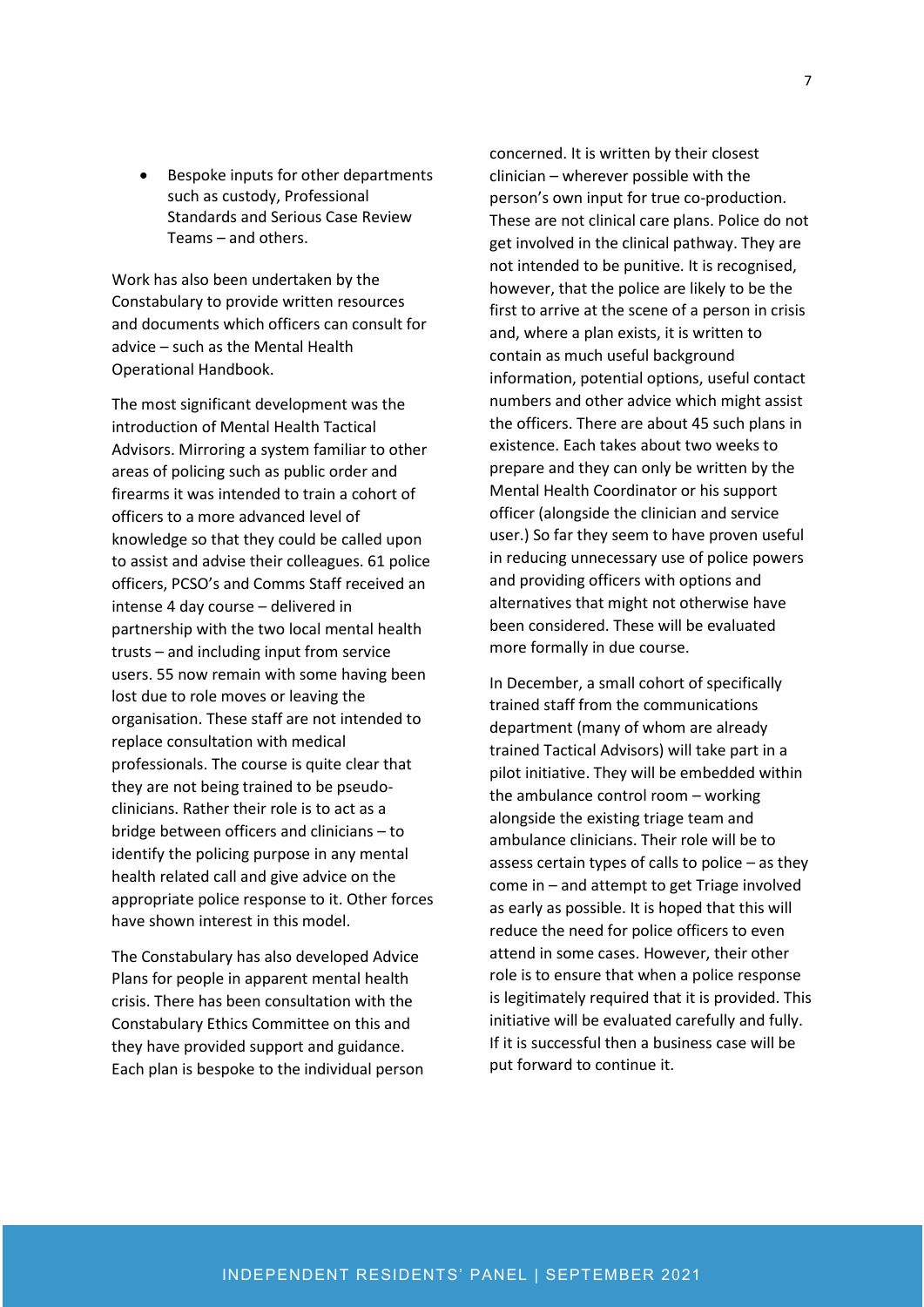- Bespoke inputs for other departments such as custody, Professional Standards and Serious Case Review Teams – and others.

Work has also been undertaken by the Constabulary to provide written resources and documents which officers can consult for advice – such as the Mental Health Operational Handbook.

The most significant development was the introduction of Mental Health Tactical Advisors. Mirroring a system familiar to other areas of policing such as public order and firearms it was intended to train a cohort of officers to a more advanced level of knowledge so that they could be called upon to assist and advise their colleagues. 61 police officers, PCSO's and Comms Staff received an intense 4 day course – delivered in partnership with the two local mental health trusts – and including input from service users. 55 now remain with some having been lost due to role moves or leaving the organisation. These staff are not intended to replace consultation with medical professionals. The course is quite clear that they are not being trained to be pseudo-clinicians. Rather their role is to act as a bridge between officers and clinicians – to identify the policing purpose in any mental health related call and give advice on the appropriate police response to it. Other forces have shown interest in this model.

The Constabulary has also developed Advice Plans for people in apparent mental health crisis. There has been consultation with the Constabulary Ethics Committee on this and they have provided support and guidance. Each plan is bespoke to the individual person concerned. It is written by their closest clinician – wherever possible with the person's own input for true co-production. These are not clinical care plans. Police do not get involved in the clinical pathway. They are not intended to be punitive. It is recognised, however, that the police are likely to be the first to arrive at the scene of a person in crisis and, where a plan exists, it is written to contain as much useful background information, potential options, useful contact numbers and other advice which might assist the officers. There are about 45 such plans in existence. Each takes about two weeks to prepare and they can only be written by the Mental Health Coordinator or his support officer (alongside the clinician and service user.) So far they seem to have proven useful in reducing unnecessary use of police powers and providing officers with options and alternatives that might not otherwise have been considered. These will be evaluated more formally in due course.

In December, a small cohort of specifically trained staff from the communications department (many of whom are already trained Tactical Advisors) will take part in a pilot initiative. They will be embedded within the ambulance control room – working alongside the existing triage team and ambulance clinicians. Their role will be to assess certain types of calls to police – as they come in – and attempt to get Triage involved as early as possible. It is hoped that this will reduce the need for police officers to even attend in some cases. However, their other role is to ensure that when a police response is legitimately required that it is provided. This initiative will be evaluated carefully and fully. If it is successful then a business case will be put forward to continue it.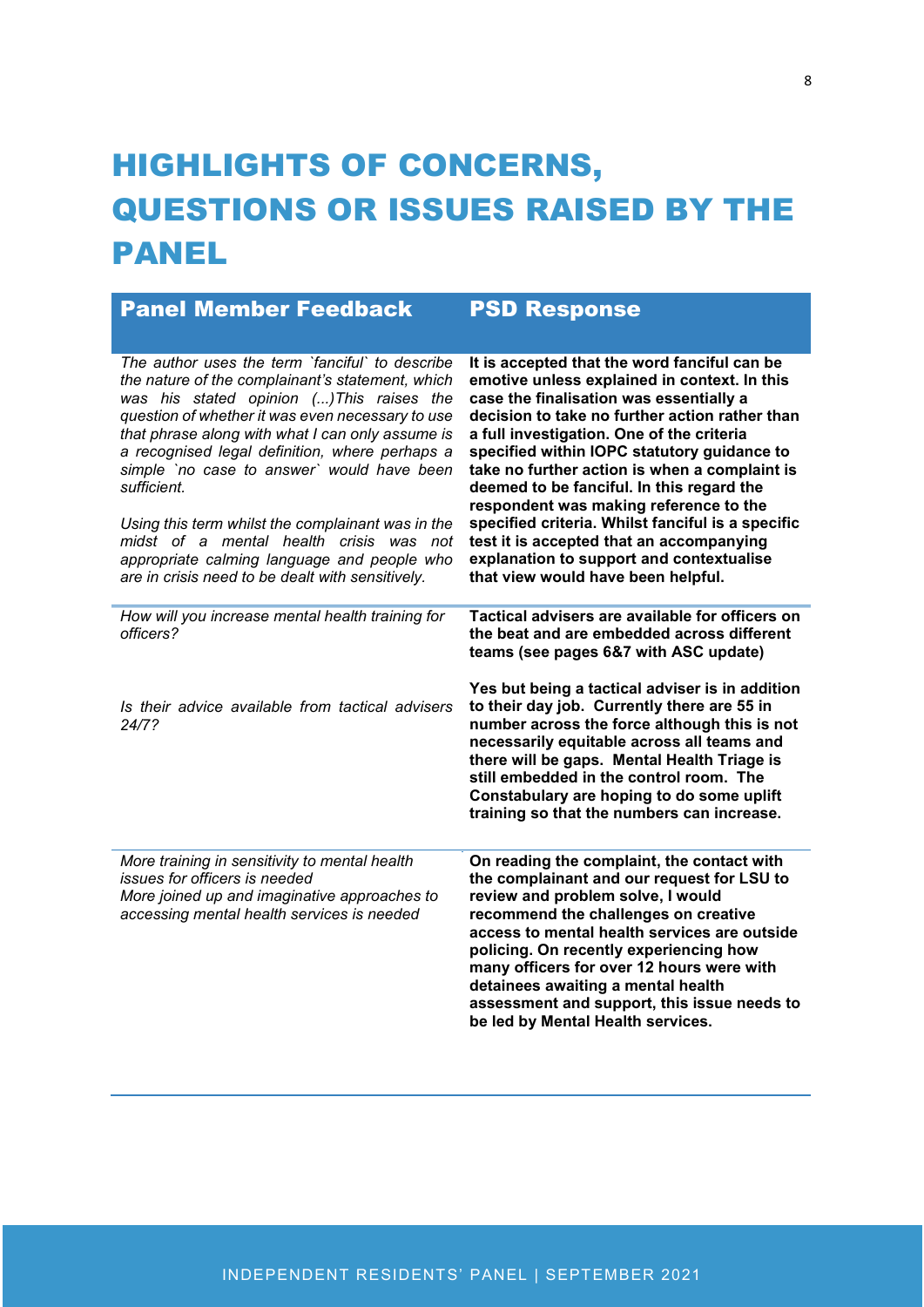# HIGHLIGHTS OF CONCERNS, QUESTIONS OR ISSUES RAISED BY THE PANEL

| Panel Member Feedback | PSD Response |
|---|---|
| *The author uses the term `fanciful` to describe the nature of the complainant's statement, which was his stated opinion (...)This raises the question of whether it was even necessary to use that phrase along with what I can only assume is a recognised legal definition, where perhaps a simple `no case to answer` would have been sufficient.*<br><br>*Using this term whilst the complainant was in the midst of a mental health crisis was not appropriate calming language and people who are in crisis need to be dealt with sensitively.* | **It is accepted that the word fanciful can be emotive unless explained in context. In this case the finalisation was essentially a decision to take no further action rather than a full investigation. One of the criteria specified within IOPC statutory guidance to take no further action is when a complaint is deemed to be fanciful. In this regard the respondent was making reference to the specified criteria. Whilst fanciful is a specific test it is accepted that an accompanying explanation to support and contextualise that view would have been helpful.** |
| *How will you increase mental health training for officers?*<br><br>*Is their advice available from tactical advisers 24/7?* | **Tactical advisers are available for officers on the beat and are embedded across different teams (see pages 6&7 with ASC update)**<br><br>**Yes but being a tactical adviser is in addition to their day job. Currently there are 55 in number across the force although this is not necessarily equitable across all teams and there will be gaps. Mental Health Triage is still embedded in the control room. The Constabulary are hoping to do some uplift training so that the numbers can increase.** |
| *More training in sensitivity to mental health issues for officers is needed*<br>*More joined up and imaginative approaches to accessing mental health services is needed* | **On reading the complaint, the contact with the complainant and our request for LSU to review and problem solve, I would recommend the challenges on creative access to mental health services are outside policing. On recently experiencing how many officers for over 12 hours were with detainees awaiting a mental health assessment and support, this issue needs to be led by Mental Health services.** |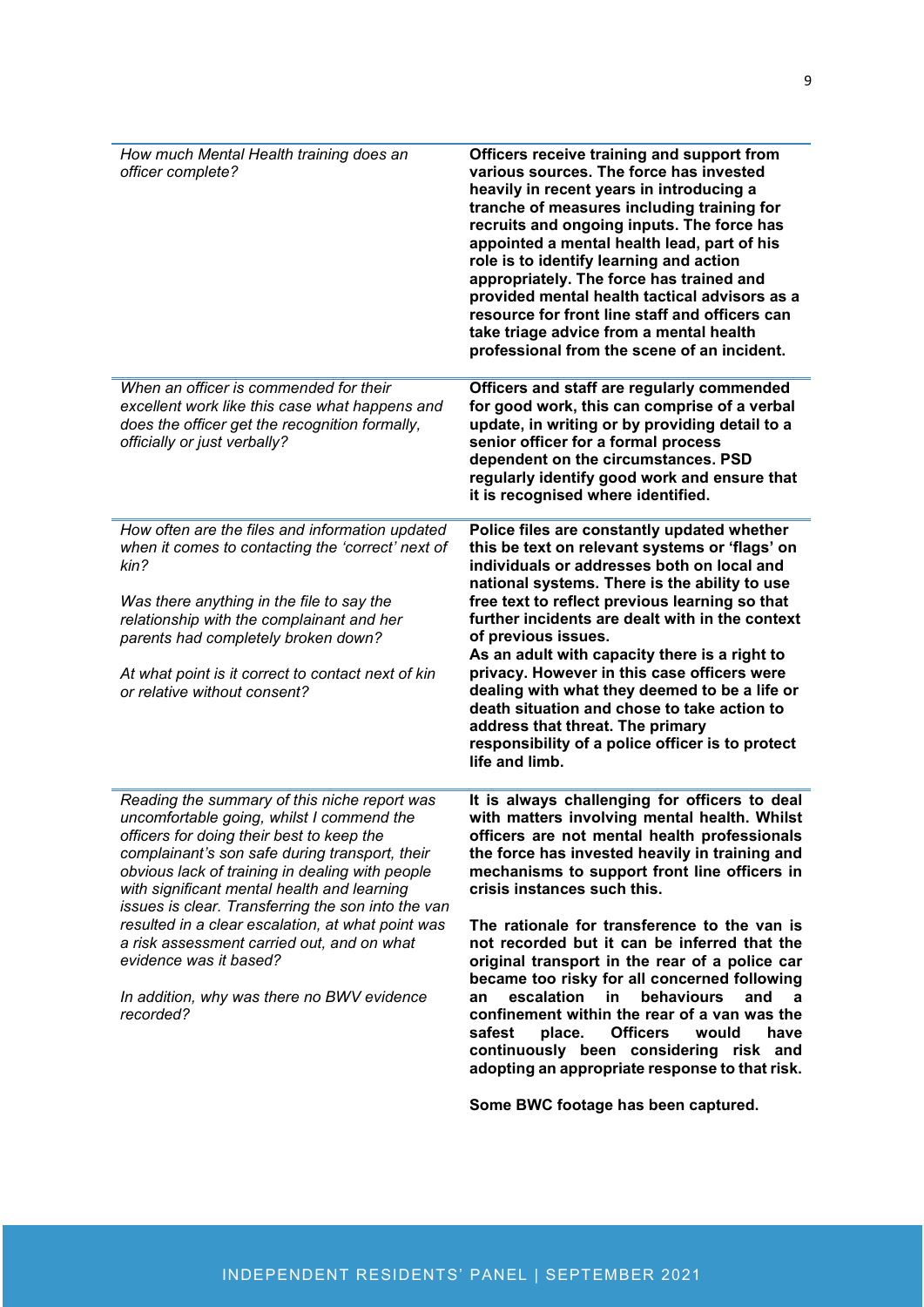| *How much Mental Health training does an officer complete?* | **Officers receive training and support from various sources. The force has invested heavily in recent years in introducing a tranche of measures including training for recruits and ongoing inputs. The force has appointed a mental health lead, part of his role is to identify learning and action appropriately. The force has trained and provided mental health tactical advisors as a resource for front line staff and officers can take triage advice from a mental health professional from the scene of an incident.** |
|---|---|
| *When an officer is commended for their excellent work like this case what happens and does the officer get the recognition formally, officially or just verbally?* | **Officers and staff are regularly commended for good work, this can comprise of a verbal update, in writing or by providing detail to a senior officer for a formal process dependent on the circumstances. PSD regularly identify good work and ensure that it is recognised where identified.** |
| *How often are the files and information updated when it comes to contacting the 'correct' next of kin?*<br><br>*Was there anything in the file to say the relationship with the complainant and her parents had completely broken down?*<br><br>*At what point is it correct to contact next of kin or relative without consent?* | **Police files are constantly updated whether this be text on relevant systems or 'flags' on individuals or addresses both on local and national systems. There is the ability to use free text to reflect previous learning so that further incidents are dealt with in the context of previous issues.**<br>**As an adult with capacity there is a right to privacy. However in this case officers were dealing with what they deemed to be a life or death situation and chose to take action to address that threat. The primary responsibility of a police officer is to protect life and limb.** |
| *Reading the summary of this niche report was uncomfortable going, whilst I commend the officers for doing their best to keep the complainant's son safe during transport, their obvious lack of training in dealing with people with significant mental health and learning issues is clear. Transferring the son into the van resulted in a clear escalation, at what point was a risk assessment carried out, and on what evidence was it based?*<br><br>*In addition, why was there no BWV evidence recorded?* | **It is always challenging for officers to deal with matters involving mental health. Whilst officers are not mental health professionals the force has invested heavily in training and mechanisms to support front line officers in crisis instances such this.**<br><br>**The rationale for transference to the van is not recorded but it can be inferred that the original transport in the rear of a police car became too risky for all concerned following an escalation in behaviours and a confinement within the rear of a van was the safest place. Officers would have continuously been considering risk and adopting an appropriate response to that risk.**<br><br>**Some BWC footage has been captured.** |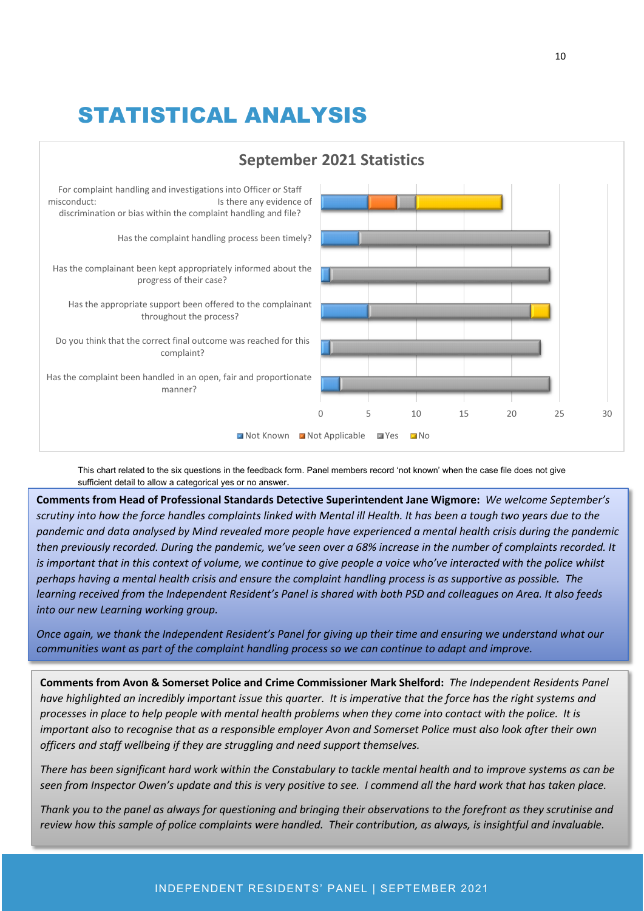# STATISTICAL ANALYSIS

September 2021 Statistics

For complaint handling and investigations into Officer or Staff misconduct: Is there any evidence of discrimination or bias within the complaint handling and file?

Has the complaint handling process been timely?

Has the complainant been kept appropriately informed about the progress of their case?

Has the appropriate support been offered to the complainant throughout the process?

Do you think that the correct final outcome was reached for this complaint?

Has the complaint been handled in an open, fair and proportionate manner?

0 5 10 15 20 25 30

Not Known Not Applicable Yes No

This chart related to the six questions in the feedback form. Panel members record 'not known' when the case file does not give sufficient detail to allow a categorical yes or no answer.

**Comments from Head of Professional Standards Detective Superintendent Jane Wigmore:** *We welcome September's scrutiny into how the force handles complaints linked with Mental ill Health. It has been a tough two years due to the pandemic and data analysed by Mind revealed more people have experienced a mental health crisis during the pandemic then previously recorded. During the pandemic, we've seen over a 68% increase in the number of complaints recorded. It is important that in this context of volume, we continue to give people a voice who've interacted with the police whilst perhaps having a mental health crisis and ensure the complaint handling process is as supportive as possible. The learning received from the Independent Resident's Panel is shared with both PSD and colleagues on Area. It also feeds into our new Learning working group.*

*Once again, we thank the Independent Resident's Panel for giving up their time and ensuring we understand what our communities want as part of the complaint handling process so we can continue to adapt and improve.*

**Comments from Avon & Somerset Police and Crime Commissioner Mark Shelford:** *The Independent Residents Panel have highlighted an incredibly important issue this quarter. It is imperative that the force has the right systems and processes in place to help people with mental health problems when they come into contact with the police. It is important also to recognise that as a responsible employer Avon and Somerset Police must also look after their own officers and staff wellbeing if they are struggling and need support themselves.*

*There has been significant hard work within the Constabulary to tackle mental health and to improve systems as can be seen from Inspector Owen's update and this is very positive to see. I commend all the hard work that has taken place.*

*Thank you to the panel as always for questioning and bringing their observations to the forefront as they scrutinise and review how this sample of police complaints were handled. Their contribution, as always, is insightful and invaluable.*